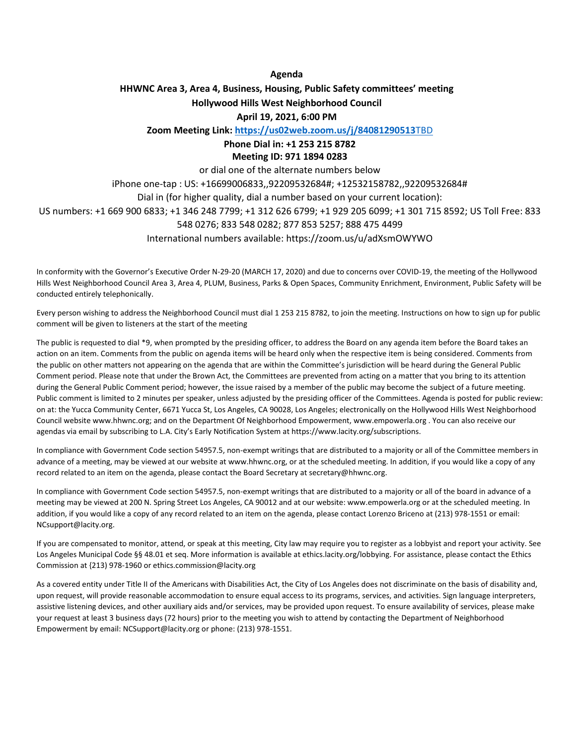**Agenda**

**HHWNC Area 3, Area 4, Business, Housing, Public Safety committees' meeting**

**Hollywood Hills West Neighborhood Council**

**April 19, 2021, 6:00 PM**

**Zoom Meeting Link: https://us02web.zoom.us/j/84081290513**TBD

**Phone Dial in: +1 253 215 8782**

**Meeting ID: 971 1894 0283**

or dial one of the alternate numbers below

iPhone one-tap : US: +16699006833,,92209532684#; +12532158782,,92209532684#

Dial in (for higher quality, dial a number based on your current location):

US numbers: +1 669 900 6833; +1 346 248 7799; +1 312 626 6799; +1 929 205 6099; +1 301 715 8592; US Toll Free: 833 548 0276; 833 548 0282; 877 853 5257; 888 475 4499

International numbers available: https://zoom.us/u/adXsmOWYWO

In conformity with the Governor's Executive Order N-29-20 (MARCH 17, 2020) and due to concerns over COVID-19, the meeting of the Hollywood Hills West Neighborhood Council Area 3, Area 4, PLUM, Business, Parks & Open Spaces, Community Enrichment, Environment, Public Safety will be conducted entirely telephonically.

Every person wishing to address the Neighborhood Council must dial 1 253 215 8782, to join the meeting. Instructions on how to sign up for public comment will be given to listeners at the start of the meeting

The public is requested to dial *9, when prompted by the presiding officer, to address the Board on any agenda item before the Board takes an action on an item. Comments from the public on agenda items will be heard only when the respective item is being considered. Comments from the public on other matters not appearing on the agenda that are within the Committee's jurisdiction will be heard during the General Public Comment period. Please note that under the Brown Act, the Committees are prevented from acting on a matter that you bring to its attention during the General Public Comment period; however, the issue raised by a member of the public may become the subject of a future meeting. Public comment is limited to 2 minutes per speaker, unless adjusted by the presiding officer of the Committees. Agenda is posted for public review: on at: the Yucca Community Center, 6671 Yucca St, Los Angeles, CA 90028, Los Angeles; electronically on the Hollywood Hills West Neighborhood Council website www.hhwnc.org; and on the Department Of Neighborhood Empowerment, www.empowerla.org . You can also receive our agendas via email by subscribing to L.A. City's Early Notification System at https://www.lacity.org/subscriptions.

In compliance with Government Code section 54957.5, non-exempt writings that are distributed to a majority or all of the Committee members in advance of a meeting, may be viewed at our website at www.hhwnc.org, or at the scheduled meeting. In addition, if you would like a copy of any record related to an item on the agenda, please contact the Board Secretary at secretary@hhwnc.org.

In compliance with Government Code section 54957.5, non-exempt writings that are distributed to a majority or all of the board in advance of a meeting may be viewed at 200 N. Spring Street Los Angeles, CA 90012 and at our website: www.empowerla.org or at the scheduled meeting. In addition, if you would like a copy of any record related to an item on the agenda, please contact Lorenzo Briceno at (213) 978-1551 or email: NCsupport@lacity.org.

If you are compensated to monitor, attend, or speak at this meeting, City law may require you to register as a lobbyist and report your activity. See Los Angeles Municipal Code §§ 48.01 et seq. More information is available at ethics.lacity.org/lobbying. For assistance, please contact the Ethics Commission at (213) 978-1960 or ethics.commission@lacity.org

As a covered entity under Title II of the Americans with Disabilities Act, the City of Los Angeles does not discriminate on the basis of disability and, upon request, will provide reasonable accommodation to ensure equal access to its programs, services, and activities. Sign language interpreters, assistive listening devices, and other auxiliary aids and/or services, may be provided upon request. To ensure availability of services, please make your request at least 3 business days (72 hours) prior to the meeting you wish to attend by contacting the Department of Neighborhood Empowerment by email: NCSupport@lacity.org or phone: (213) 978-1551.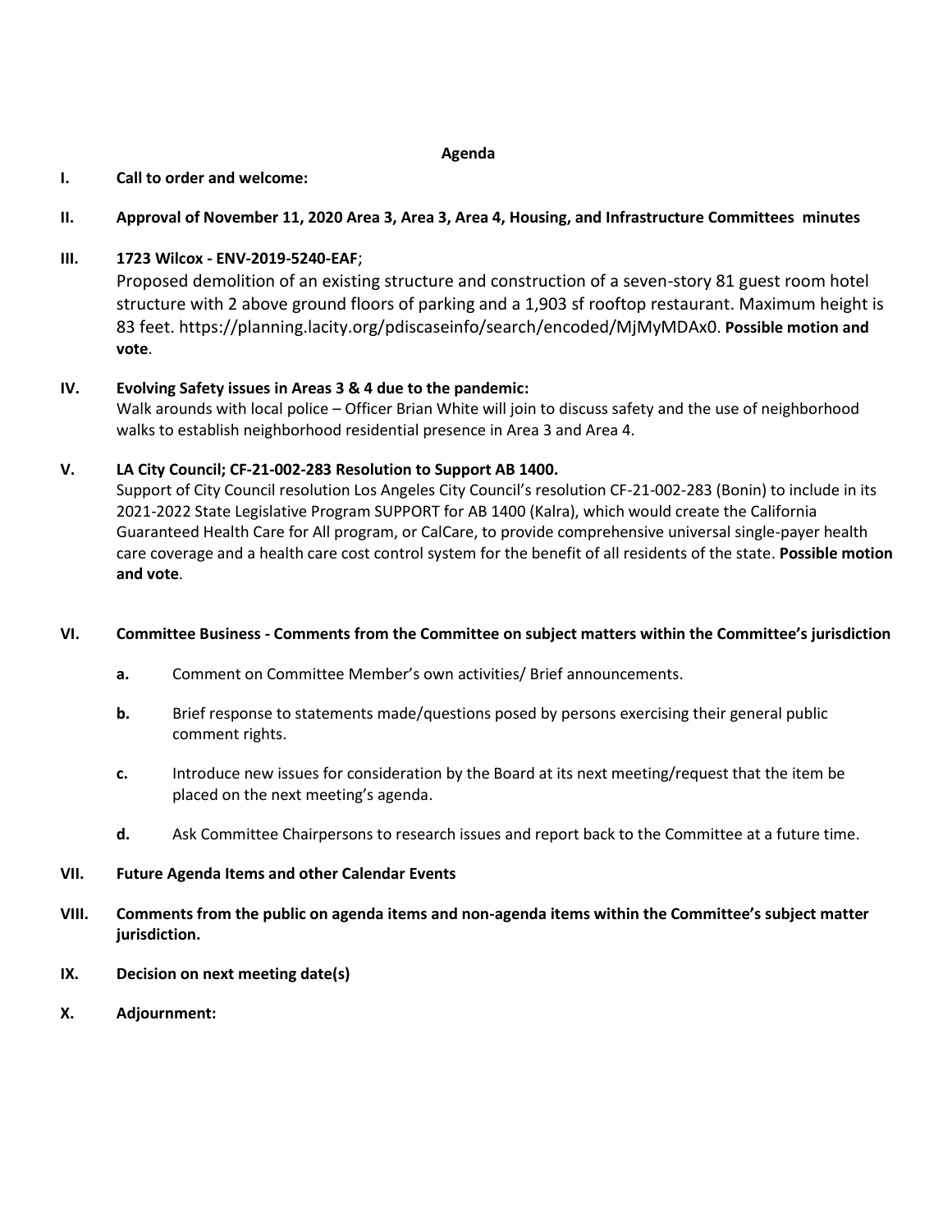**Agenda**

**I. Call to order and welcome:**

**II. Approval of November 11, 2020 Area 3, Area 3, Area 4, Housing, and Infrastructure Committees minutes**

**III. 1723 Wilcox - ENV-2019-5240-EAF**;

Proposed demolition of an existing structure and construction of a seven-story 81 guest room hotel structure with 2 above ground floors of parking and a 1,903 sf rooftop restaurant. Maximum height is 83 feet. https://planning.lacity.org/pdiscaseinfo/search/encoded/MjMyMDAx0. **Possible motion and vote**.

**IV. Evolving Safety issues in Areas 3 & 4 due to the pandemic:**

Walk arounds with local police – Officer Brian White will join to discuss safety and the use of neighborhood walks to establish neighborhood residential presence in Area 3 and Area 4.

**V. LA City Council; CF-21-002-283 Resolution to Support AB 1400.**

Support of City Council resolution Los Angeles City Council's resolution CF-21-002-283 (Bonin) to include in its 2021-2022 State Legislative Program SUPPORT for AB 1400 (Kalra), which would create the California Guaranteed Health Care for All program, or CalCare, to provide comprehensive universal single-payer health care coverage and a health care cost control system for the benefit of all residents of the state. **Possible motion and vote**.

**VI. Committee Business - Comments from the Committee on subject matters within the Committee's jurisdiction**

- **a.** Comment on Committee Member's own activities/ Brief announcements.
- **b.** Brief response to statements made/questions posed by persons exercising their general public comment rights.
- **c.** Introduce new issues for consideration by the Board at its next meeting/request that the item be placed on the next meeting's agenda.
- **d.** Ask Committee Chairpersons to research issues and report back to the Committee at a future time.

**VII. Future Agenda Items and other Calendar Events**

**VIII. Comments from the public on agenda items and non-agenda items within the Committee's subject matter jurisdiction.**

**IX. Decision on next meeting date(s)**

**X. Adjournment:**